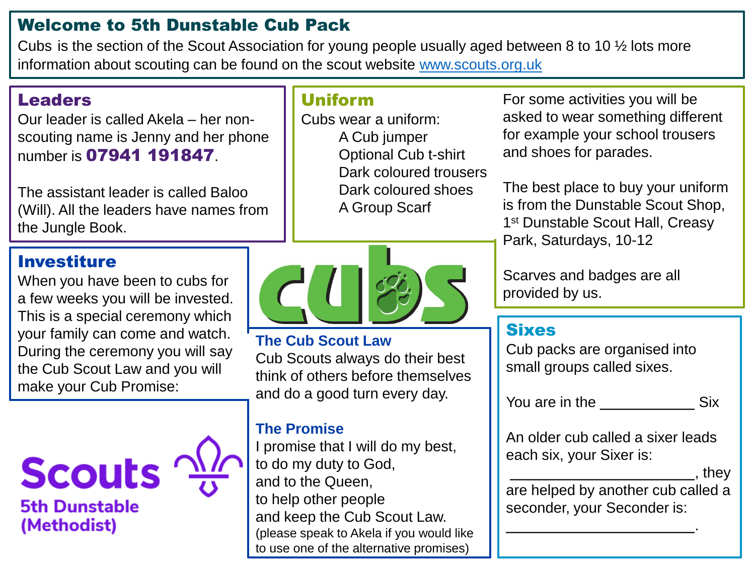# Welcome to 5th Dunstable Cub Pack

Cubs is the section of the Scout Association for young people usually aged between 8 to 10 ½ lots more information about scouting can be found on the scout website www.scouts.org.uk

## Leaders

Our leader is called Akela – her non-scouting name is Jenny and her phone number is **07941 191847**.

The assistant leader is called Baloo (Will). All the leaders have names from the Jungle Book.

## Uniform

Cubs wear a uniform:

- A Cub jumper
- Optional Cub t-shirt
- Dark coloured trousers
- Dark coloured shoes
- A Group Scarf

For some activities you will be asked to wear something different for example your school trousers and shoes for parades.

The best place to buy your uniform is from the Dunstable Scout Shop, 1st Dunstable Scout Hall, Creasy Park, Saturdays, 10-12

Scarves and badges are all provided by us.

## Investiture

When you have been to cubs for a few weeks you will be invested. This is a special ceremony which your family can come and watch. During the ceremony you will say the Cub Scout Law and you will make your Cub Promise:

### The Cub Scout Law

Cub Scouts always do their best think of others before themselves and do a good turn every day.

### The Promise

I promise that I will do my best,
to do my duty to God,
and to the Queen,
to help other people
and keep the Cub Scout Law.
(please speak to Akela if you would like to use one of the alternative promises)

## Sixes

Cub packs are organised into small groups called sixes.

You are in the ___________ Six

An older cub called a sixer leads each six, your Sixer is:
_____________________, they are helped by another cub called a seconder, your Seconder is:
_____________________.

Scouts
5th Dunstable
(Methodist)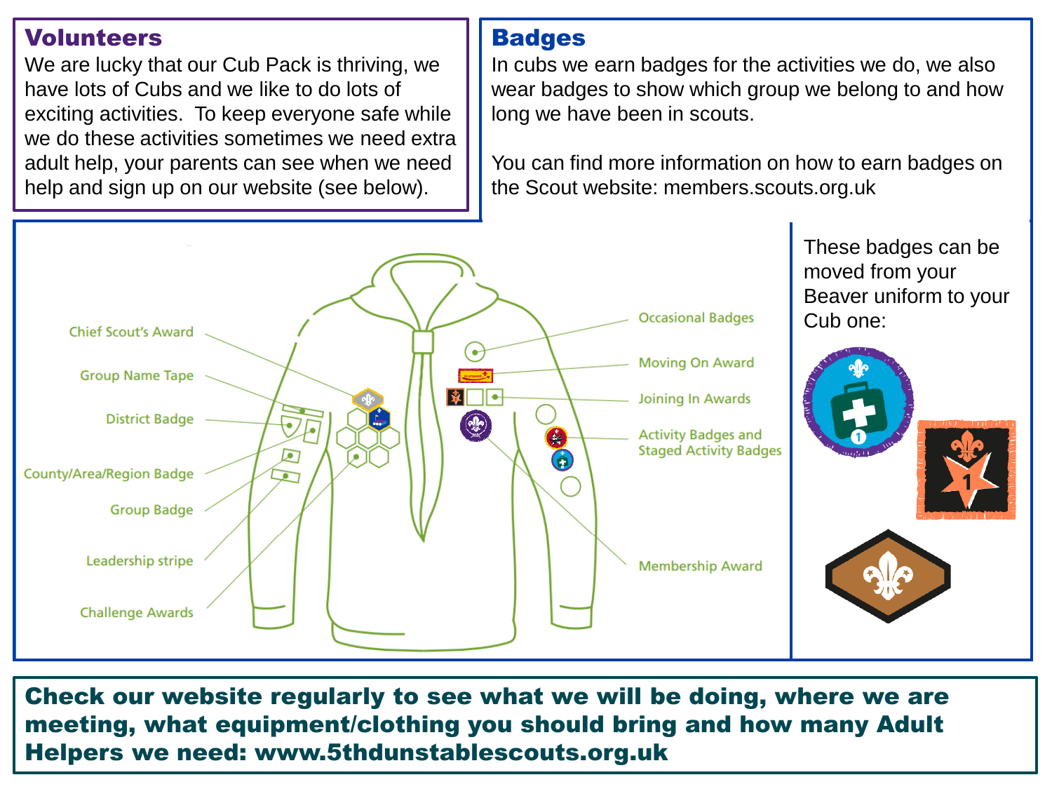## Volunteers

We are lucky that our Cub Pack is thriving, we have lots of Cubs and we like to do lots of exciting activities. To keep everyone safe while we do these activities sometimes we need extra adult help, your parents can see when we need help and sign up on our website (see below).

## Badges

In cubs we earn badges for the activities we do, we also wear badges to show which group we belong to and how long we have been in scouts.

You can find more information on how to earn badges on the Scout website: members.scouts.org.uk

Chief Scout's Award

Group Name Tape

District Badge

County/Area/Region Badge

Group Badge

Leadership stripe

Challenge Awards

Occasional Badges

Moving On Award

Joining In Awards

Activity Badges and Staged Activity Badges

Membership Award

These badges can be moved from your Beaver uniform to your Cub one:

**Check our website regularly to see what we will be doing, where we are meeting, what equipment/clothing you should bring and how many Adult Helpers we need: www.5thdunstablescouts.org.uk**